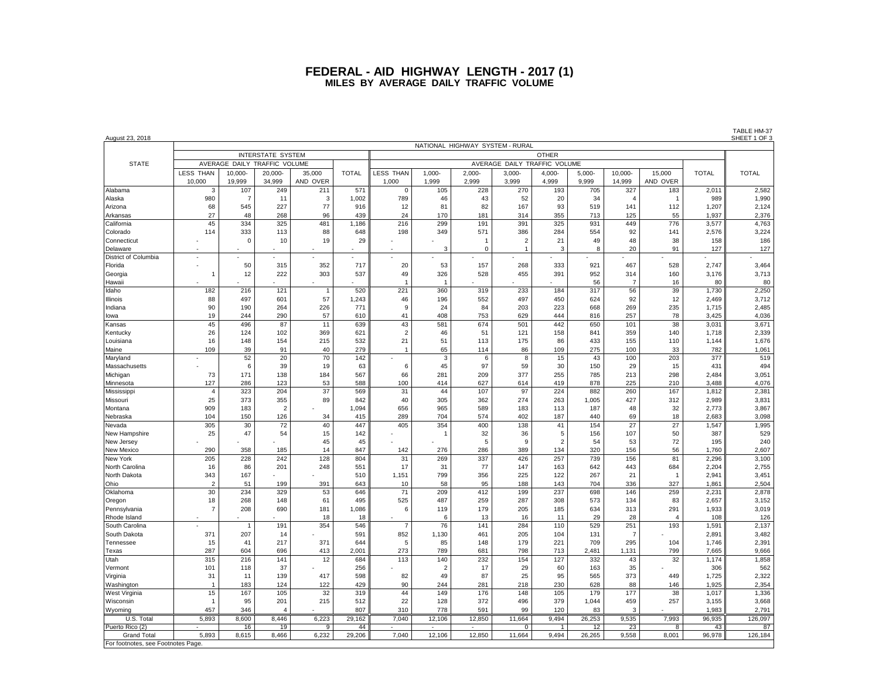# FEDERAL - AID HIGHWAY LENGTH - 2017 (1)
## MILES BY AVERAGE DAILY TRAFFIC VOLUME

August 23, 2018

TABLE HM-37
SHEET 1 OF 3

| STATE | NATIONAL HIGHWAY SYSTEM - RURAL | | | | | | | | | | | | | | |
|---|---|---|---|---|---|---|---|---|---|---|---|---|---|---|---|
| | INTERSTATE SYSTEM | | | | | OTHER | | | | | | | | | TOTAL |
| | AVERAGE DAILY TRAFFIC VOLUME | | | | TOTAL | AVERAGE DAILY TRAFFIC VOLUME | | | | | | | | TOTAL | |
| | LESS THAN 10,000 | 10,000-19,999 | 20,000-34,999 | 35,000 AND OVER | | LESS THAN 1,000 | 1,000-1,999 | 2,000-2,999 | 3,000-3,999 | 4,000-4,999 | 5,000-9,999 | 10,000-14,999 | 15,000 AND OVER | | |
| Alabama | 3 | 107 | 249 | 211 | 571 | 0 | 105 | 228 | 270 | 193 | 705 | 327 | 183 | 2,011 | 2,582 |
| Alaska | 980 | 7 | 11 | 3 | 1,002 | 789 | 46 | 43 | 52 | 20 | 34 | 4 | 1 | 989 | 1,990 |
| Arizona | 68 | 545 | 227 | 77 | 916 | 12 | 81 | 82 | 167 | 93 | 519 | 141 | 112 | 1,207 | 2,124 |
| Arkansas | 27 | 48 | 268 | 96 | 439 | 24 | 170 | 181 | 314 | 355 | 713 | 125 | 55 | 1,937 | 2,376 |
| California | 45 | 334 | 325 | 481 | 1,186 | 216 | 299 | 191 | 391 | 325 | 931 | 449 | 776 | 3,577 | 4,763 |
| Colorado | 114 | 333 | 113 | 88 | 648 | 198 | 349 | 571 | 386 | 284 | 554 | 92 | 141 | 2,576 | 3,224 |
| Connecticut | - | 0 | 10 | 19 | 29 | - | - | 1 | 2 | 21 | 49 | 48 | 38 | 158 | 186 |
| Delaware | - | - | - | - | - | - | 3 | 0 | 1 | 3 | 8 | 20 | 91 | 127 | 127 |
| District of Columbia | - | - | - | - | - | - | - | - | - | - | - | - | - | - | - |
| Florida | - | 50 | 315 | 352 | 717 | 20 | 53 | 157 | 268 | 333 | 921 | 467 | 528 | 2,747 | 3,464 |
| Georgia | 1 | 12 | 222 | 303 | 537 | 49 | 326 | 528 | 455 | 391 | 952 | 314 | 160 | 3,176 | 3,713 |
| Hawaii | - | - | - | - | - | 1 | 1 | - | - | - | 56 | 7 | 16 | 80 | 80 |
| Idaho | 182 | 216 | 121 | 1 | 520 | 221 | 360 | 319 | 233 | 184 | 317 | 56 | 39 | 1,730 | 2,250 |
| Illinois | 88 | 497 | 601 | 57 | 1,243 | 46 | 196 | 552 | 497 | 450 | 624 | 92 | 12 | 2,469 | 3,712 |
| Indiana | 90 | 190 | 264 | 226 | 771 | 9 | 24 | 84 | 203 | 223 | 668 | 269 | 235 | 1,715 | 2,485 |
| Iowa | 19 | 244 | 290 | 57 | 610 | 41 | 408 | 753 | 629 | 444 | 816 | 257 | 78 | 3,425 | 4,036 |
| Kansas | 45 | 496 | 87 | 11 | 639 | 43 | 581 | 674 | 501 | 442 | 650 | 101 | 38 | 3,031 | 3,671 |
| Kentucky | 26 | 124 | 102 | 369 | 621 | 2 | 46 | 51 | 121 | 158 | 841 | 359 | 140 | 1,718 | 2,339 |
| Louisiana | 16 | 148 | 154 | 215 | 532 | 21 | 51 | 113 | 175 | 86 | 433 | 155 | 110 | 1,144 | 1,676 |
| Maine | 109 | 39 | 91 | 40 | 279 | 1 | 65 | 114 | 86 | 109 | 275 | 100 | 33 | 782 | 1,061 |
| Maryland | - | 52 | 20 | 70 | 142 | - | 3 | 6 | 8 | 15 | 43 | 100 | 203 | 377 | 519 |
| Massachusetts | - | 6 | 39 | 19 | 63 | 6 | 45 | 97 | 59 | 30 | 150 | 29 | 15 | 431 | 494 |
| Michigan | 73 | 171 | 138 | 184 | 567 | 66 | 281 | 209 | 377 | 255 | 785 | 213 | 298 | 2,484 | 3,051 |
| Minnesota | 127 | 286 | 123 | 53 | 588 | 100 | 414 | 627 | 614 | 419 | 878 | 225 | 210 | 3,488 | 4,076 |
| Mississippi | 4 | 323 | 204 | 37 | 569 | 31 | 44 | 107 | 97 | 224 | 882 | 260 | 167 | 1,812 | 2,381 |
| Missouri | 25 | 373 | 355 | 89 | 842 | 40 | 305 | 362 | 274 | 263 | 1,005 | 427 | 312 | 2,989 | 3,831 |
| Montana | 909 | 183 | 2 | - | 1,094 | 656 | 965 | 589 | 183 | 113 | 187 | 48 | 32 | 2,773 | 3,867 |
| Nebraska | 104 | 150 | 126 | 34 | 415 | 289 | 704 | 574 | 402 | 187 | 440 | 69 | 18 | 2,683 | 3,098 |
| Nevada | 305 | 30 | 72 | 40 | 447 | 405 | 354 | 400 | 138 | 41 | 154 | 27 | 27 | 1,547 | 1,995 |
| New Hampshire | 25 | 47 | 54 | 15 | 142 | - | 1 | 32 | 36 | 5 | 156 | 107 | 50 | 387 | 529 |
| New Jersey | - | - | - | 45 | 45 | - | - | 5 | 9 | 2 | 54 | 53 | 72 | 195 | 240 |
| New Mexico | 290 | 358 | 185 | 14 | 847 | 142 | 276 | 286 | 389 | 134 | 320 | 156 | 56 | 1,760 | 2,607 |
| New York | 205 | 228 | 242 | 128 | 804 | 31 | 269 | 337 | 426 | 257 | 739 | 156 | 81 | 2,296 | 3,100 |
| North Carolina | 16 | 86 | 201 | 248 | 551 | 17 | 31 | 77 | 147 | 163 | 642 | 443 | 684 | 2,204 | 2,755 |
| North Dakota | 343 | 167 | - | - | 510 | 1,151 | 799 | 356 | 225 | 122 | 267 | 21 | 1 | 2,941 | 3,451 |
| Ohio | 2 | 51 | 199 | 391 | 643 | 10 | 58 | 95 | 188 | 143 | 704 | 336 | 327 | 1,861 | 2,504 |
| Oklahoma | 30 | 234 | 329 | 53 | 646 | 71 | 209 | 412 | 199 | 237 | 698 | 146 | 259 | 2,231 | 2,878 |
| Oregon | 18 | 268 | 148 | 61 | 495 | 525 | 487 | 259 | 287 | 308 | 573 | 134 | 83 | 2,657 | 3,152 |
| Pennsylvania | 7 | 208 | 690 | 181 | 1,086 | 6 | 119 | 179 | 205 | 185 | 634 | 313 | 291 | 1,933 | 3,019 |
| Rhode Island | - | - | - | 18 | 18 | - | 6 | 13 | 16 | 11 | 29 | 28 | 4 | 108 | 126 |
| South Carolina | - | 1 | 191 | 354 | 546 | 7 | 76 | 141 | 284 | 110 | 529 | 251 | 193 | 1,591 | 2,137 |
| South Dakota | 371 | 207 | 14 | - | 591 | 852 | 1,130 | 461 | 205 | 104 | 131 | 7 | - | 2,891 | 3,482 |
| Tennessee | 15 | 41 | 217 | 371 | 644 | 5 | 85 | 148 | 179 | 221 | 709 | 295 | 104 | 1,746 | 2,391 |
| Texas | 287 | 604 | 696 | 413 | 2,001 | 273 | 789 | 681 | 798 | 713 | 2,481 | 1,131 | 799 | 7,665 | 9,666 |
| Utah | 315 | 216 | 141 | 12 | 684 | 113 | 140 | 232 | 154 | 127 | 332 | 43 | 32 | 1,174 | 1,858 |
| Vermont | 101 | 118 | 37 | - | 256 | - | 2 | 17 | 29 | 60 | 163 | 35 | - | 306 | 562 |
| Virginia | 31 | 11 | 139 | 417 | 598 | 82 | 49 | 87 | 25 | 95 | 565 | 373 | 449 | 1,725 | 2,322 |
| Washington | 1 | 183 | 124 | 122 | 429 | 90 | 244 | 281 | 218 | 230 | 628 | 88 | 146 | 1,925 | 2,354 |
| West Virginia | 15 | 167 | 105 | 32 | 319 | 44 | 149 | 176 | 148 | 105 | 179 | 177 | 38 | 1,017 | 1,336 |
| Wisconsin | 1 | 95 | 201 | 215 | 512 | 22 | 128 | 372 | 496 | 379 | 1,044 | 459 | 257 | 3,155 | 3,668 |
| Wyoming | 457 | 346 | 4 | - | 807 | 310 | 778 | 591 | 99 | 120 | 83 | 3 | - | 1,983 | 2,791 |
| U.S. Total | 5,893 | 8,600 | 8,446 | 6,223 | 29,162 | 7,040 | 12,106 | 12,850 | 11,664 | 9,494 | 26,253 | 9,535 | 7,993 | 96,935 | 126,097 |
| Puerto Rico (2) | - | 16 | 19 | 9 | 44 | - | - | - | 0 | 1 | 12 | 23 | 8 | 43 | 87 |
| Grand Total | 5,893 | 8,615 | 8,466 | 6,232 | 29,206 | 7,040 | 12,106 | 12,850 | 11,664 | 9,494 | 26,265 | 9,558 | 8,001 | 96,978 | 126,184 |

For footnotes, see Footnotes Page.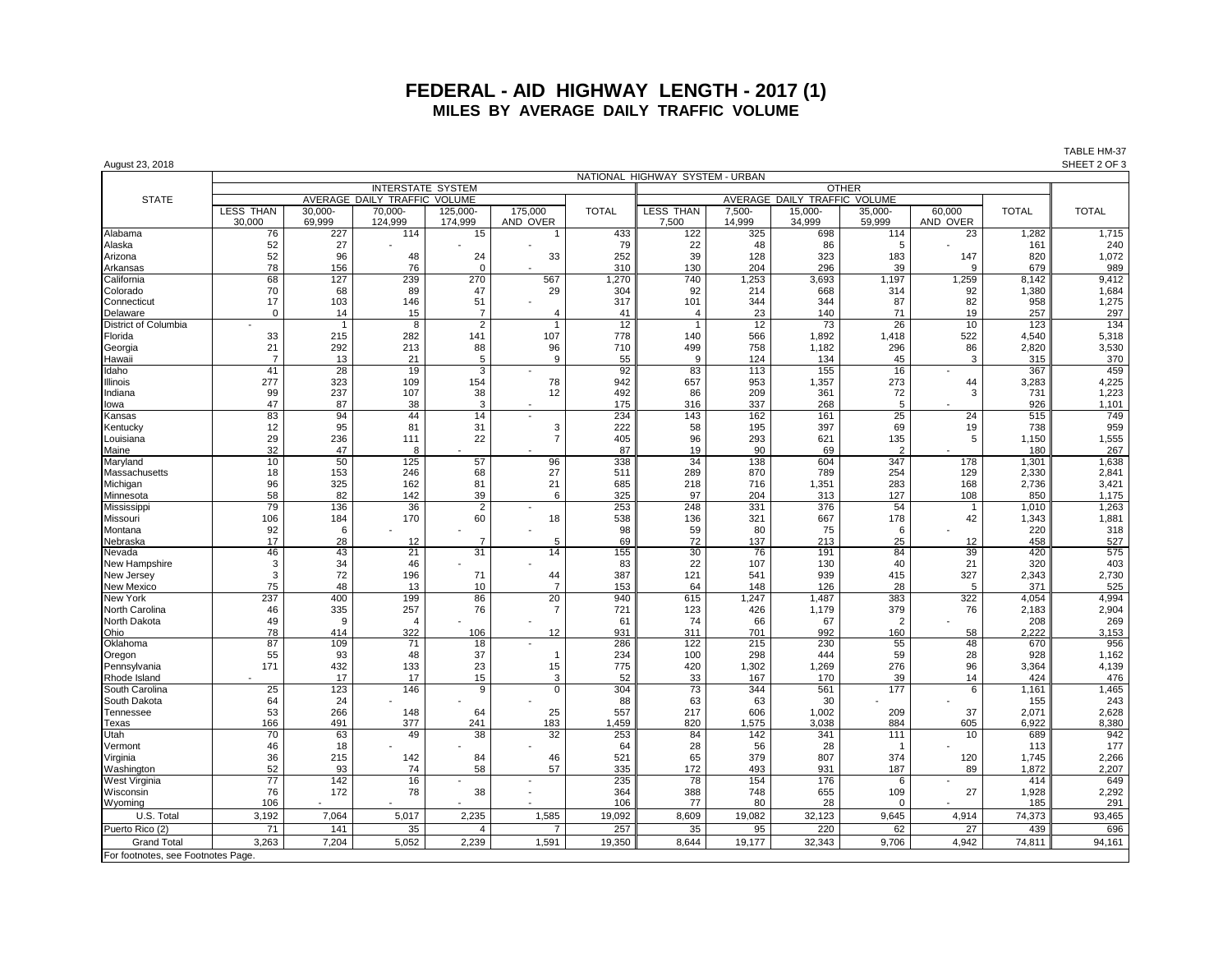# FEDERAL - AID HIGHWAY LENGTH - 2017 (1)

## MILES BY AVERAGE DAILY TRAFFIC VOLUME

August 23, 2018

TABLE HM-37
SHEET 2 OF 3

| STATE | NATIONAL HIGHWAY SYSTEM - URBAN | | | | | | | | | | | | |
|---|---|---|---|---|---|---|---|---|---|---|---|---|---|
| | INTERSTATE SYSTEM | | | | | | OTHER | | | | | | TOTAL |
| | AVERAGE DAILY TRAFFIC VOLUME | | | | | TOTAL | AVERAGE DAILY TRAFFIC VOLUME | | | | | TOTAL | |
| | LESS THAN 30,000 | 30,000-69,999 | 70,000-124,999 | 125,000-174,999 | 175,000 AND OVER | | LESS THAN 7,500 | 7,500-14,999 | 15,000-34,999 | 35,000-59,999 | 60,000 AND OVER | | |
| Alabama | 76 | 227 | 114 | 15 | 1 | 433 | 122 | 325 | 698 | 114 | 23 | 1,282 | 1,715 |
| Alaska | 52 | 27 | - | - | - | 79 | 22 | 48 | 86 | 5 | - | 161 | 240 |
| Arizona | 52 | 96 | 48 | 24 | 33 | 252 | 39 | 128 | 323 | 183 | 147 | 820 | 1,072 |
| Arkansas | 78 | 156 | 76 | 0 | - | 310 | 130 | 204 | 296 | 39 | 9 | 679 | 989 |
| California | 68 | 127 | 239 | 270 | 567 | 1,270 | 740 | 1,253 | 3,693 | 1,197 | 1,259 | 8,142 | 9,412 |
| Colorado | 70 | 68 | 89 | 47 | 29 | 304 | 92 | 214 | 668 | 314 | 92 | 1,380 | 1,684 |
| Connecticut | 17 | 103 | 146 | 51 | - | 317 | 101 | 344 | 344 | 87 | 82 | 958 | 1,275 |
| Delaware | 0 | 14 | 15 | 7 | 4 | 41 | 4 | 23 | 140 | 71 | 19 | 257 | 297 |
| District of Columbia | - | 1 | 8 | 2 | 1 | 12 | 1 | 12 | 73 | 26 | 10 | 123 | 134 |
| Florida | 33 | 215 | 282 | 141 | 107 | 778 | 140 | 566 | 1,892 | 1,418 | 522 | 4,540 | 5,318 |
| Georgia | 21 | 292 | 213 | 88 | 96 | 710 | 499 | 758 | 1,182 | 296 | 86 | 2,820 | 3,530 |
| Hawaii | 7 | 13 | 21 | 5 | 9 | 55 | 9 | 124 | 134 | 45 | 3 | 315 | 370 |
| Idaho | 41 | 28 | 19 | 3 | - | 92 | 83 | 113 | 155 | 16 | - | 367 | 459 |
| Illinois | 277 | 323 | 109 | 154 | 78 | 942 | 657 | 953 | 1,357 | 273 | 44 | 3,283 | 4,225 |
| Indiana | 99 | 237 | 107 | 38 | 12 | 492 | 86 | 209 | 361 | 72 | 3 | 731 | 1,223 |
| Iowa | 47 | 87 | 38 | 3 | - | 175 | 316 | 337 | 268 | 5 | - | 926 | 1,101 |
| Kansas | 83 | 94 | 44 | 14 | - | 234 | 143 | 162 | 161 | 25 | 24 | 515 | 749 |
| Kentucky | 12 | 95 | 81 | 31 | 3 | 222 | 58 | 195 | 397 | 69 | 19 | 738 | 959 |
| Louisiana | 29 | 236 | 111 | 22 | 7 | 405 | 96 | 293 | 621 | 135 | 5 | 1,150 | 1,555 |
| Maine | 32 | 47 | 8 | - | - | 87 | 19 | 90 | 69 | 2 | - | 180 | 267 |
| Maryland | 10 | 50 | 125 | 57 | 96 | 338 | 34 | 138 | 604 | 347 | 178 | 1,301 | 1,638 |
| Massachusetts | 18 | 153 | 246 | 68 | 27 | 511 | 289 | 870 | 789 | 254 | 129 | 2,330 | 2,841 |
| Michigan | 96 | 325 | 162 | 81 | 21 | 685 | 218 | 716 | 1,351 | 283 | 168 | 2,736 | 3,421 |
| Minnesota | 58 | 82 | 142 | 39 | 6 | 325 | 97 | 204 | 313 | 127 | 108 | 850 | 1,175 |
| Mississippi | 79 | 136 | 36 | 2 | - | 253 | 248 | 331 | 376 | 54 | 1 | 1,010 | 1,263 |
| Missouri | 106 | 184 | 170 | 60 | 18 | 538 | 136 | 321 | 667 | 178 | 42 | 1,343 | 1,881 |
| Montana | 92 | 6 | - | - | - | 98 | 59 | 80 | 75 | 6 | - | 220 | 318 |
| Nebraska | 17 | 28 | 12 | 7 | 5 | 69 | 72 | 137 | 213 | 25 | 12 | 458 | 527 |
| Nevada | 46 | 43 | 21 | 31 | 14 | 155 | 30 | 76 | 191 | 84 | 39 | 420 | 575 |
| New Hampshire | 3 | 34 | 46 | - | - | 83 | 22 | 107 | 130 | 40 | 21 | 320 | 403 |
| New Jersey | 3 | 72 | 196 | 71 | 44 | 387 | 121 | 541 | 939 | 415 | 327 | 2,343 | 2,730 |
| New Mexico | 75 | 48 | 13 | 10 | 7 | 153 | 64 | 148 | 126 | 28 | 5 | 371 | 525 |
| New York | 237 | 400 | 199 | 86 | 20 | 940 | 615 | 1,247 | 1,487 | 383 | 322 | 4,054 | 4,994 |
| North Carolina | 46 | 335 | 257 | 76 | 7 | 721 | 123 | 426 | 1,179 | 379 | 76 | 2,183 | 2,904 |
| North Dakota | 49 | 9 | 4 | - | - | 61 | 74 | 66 | 67 | 2 | - | 208 | 269 |
| Ohio | 78 | 414 | 322 | 106 | 12 | 931 | 311 | 701 | 992 | 160 | 58 | 2,222 | 3,153 |
| Oklahoma | 87 | 109 | 71 | 18 | - | 286 | 122 | 215 | 230 | 55 | 48 | 670 | 956 |
| Oregon | 55 | 93 | 48 | 37 | 1 | 234 | 100 | 298 | 444 | 59 | 28 | 928 | 1,162 |
| Pennsylvania | 171 | 432 | 133 | 23 | 15 | 775 | 420 | 1,302 | 1,269 | 276 | 96 | 3,364 | 4,139 |
| Rhode Island | - | 17 | 17 | 15 | 3 | 52 | 33 | 167 | 170 | 39 | 14 | 424 | 476 |
| South Carolina | 25 | 123 | 146 | 9 | 0 | 304 | 73 | 344 | 561 | 177 | 6 | 1,161 | 1,465 |
| South Dakota | 64 | 24 | - | - | - | 88 | 63 | 63 | 30 | - | - | 155 | 243 |
| Tennessee | 53 | 266 | 148 | 64 | 25 | 557 | 217 | 606 | 1,002 | 209 | 37 | 2,071 | 2,628 |
| Texas | 166 | 491 | 377 | 241 | 183 | 1,459 | 820 | 1,575 | 3,038 | 884 | 605 | 6,922 | 8,380 |
| Utah | 70 | 63 | 49 | 38 | 32 | 253 | 84 | 142 | 341 | 111 | 10 | 689 | 942 |
| Vermont | 46 | 18 | - | - | - | 64 | 28 | 56 | 28 | 1 | - | 113 | 177 |
| Virginia | 36 | 215 | 142 | 84 | 46 | 521 | 65 | 379 | 807 | 374 | 120 | 1,745 | 2,266 |
| Washington | 52 | 93 | 74 | 58 | 57 | 335 | 172 | 493 | 931 | 187 | 89 | 1,872 | 2,207 |
| West Virginia | 77 | 142 | 16 | - | - | 235 | 78 | 154 | 176 | 6 | - | 414 | 649 |
| Wisconsin | 76 | 172 | 78 | 38 | - | 364 | 388 | 748 | 655 | 109 | 27 | 1,928 | 2,292 |
| Wyoming | 106 | - | - | - | - | 106 | 77 | 80 | 28 | 0 | - | 185 | 291 |
| U.S. Total | 3,192 | 7,064 | 5,017 | 2,235 | 1,585 | 19,092 | 8,609 | 19,082 | 32,123 | 9,645 | 4,914 | 74,373 | 93,465 |
| Puerto Rico (2) | 71 | 141 | 35 | 4 | 7 | 257 | 35 | 95 | 220 | 62 | 27 | 439 | 696 |
| Grand Total | 3,263 | 7,204 | 5,052 | 2,239 | 1,591 | 19,350 | 8,644 | 19,177 | 32,343 | 9,706 | 4,942 | 74,811 | 94,161 |

For footnotes, see Footnotes Page.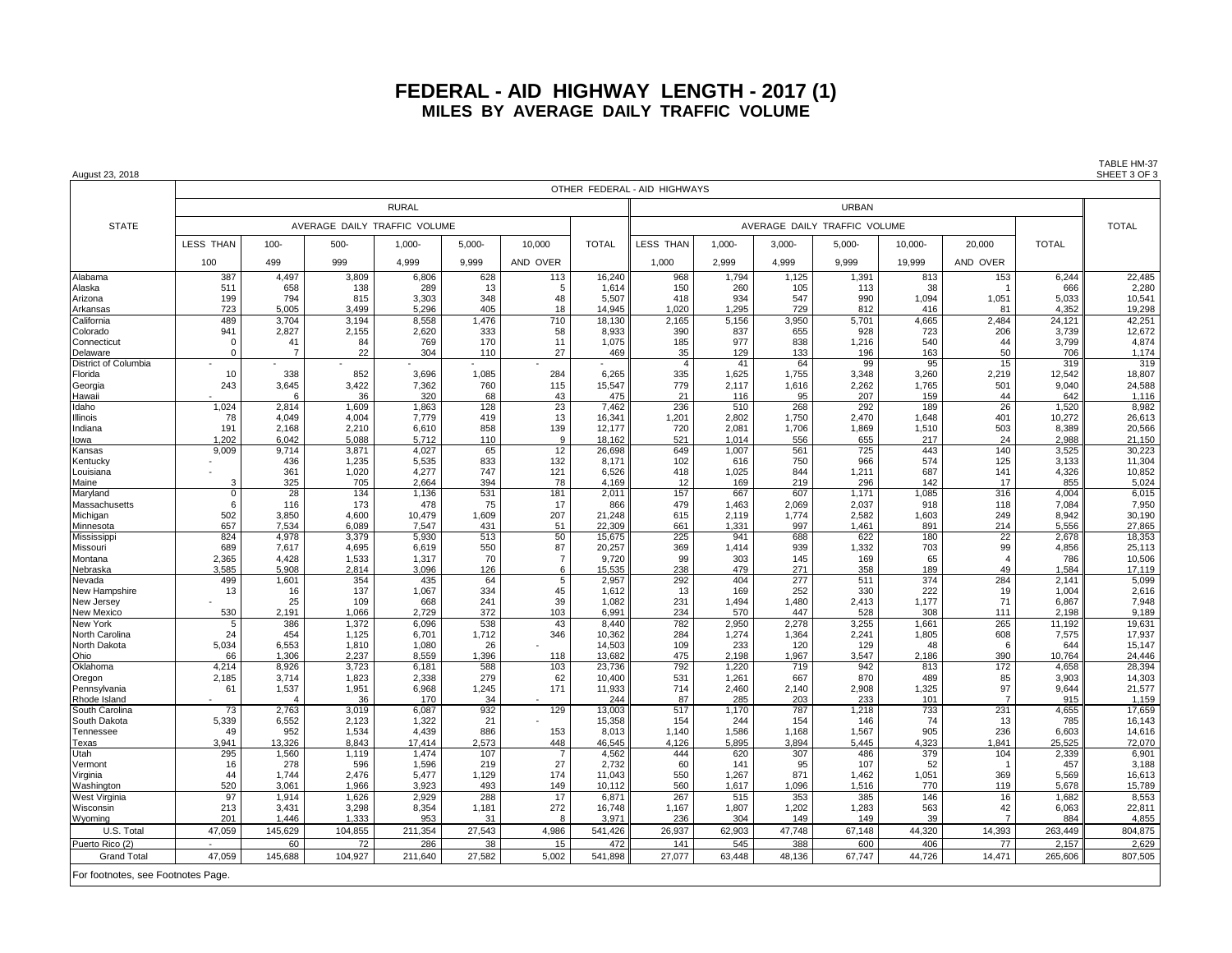# FEDERAL - AID HIGHWAY LENGTH - 2017 (1)
## MILES BY AVERAGE DAILY TRAFFIC VOLUME

August 23, 2018

TABLE HM-37
SHEET 3 OF 3

| STATE | OTHER FEDERAL - AID HIGHWAYS | | | | | | | | | | | | | | |
|---|---|---|---|---|---|---|---|---|---|---|---|---|---|---|---|
| | RURAL | | | | | | | URBAN | | | | | | | TOTAL |
| | AVERAGE DAILY TRAFFIC VOLUME | | | | | | TOTAL | AVERAGE DAILY TRAFFIC VOLUME | | | | | | TOTAL | |
| | LESS THAN 100 | 100-499 | 500-999 | 1,000-4,999 | 5,000-9,999 | 10,000 AND OVER | | LESS THAN 1,000 | 1,000-2,999 | 3,000-4,999 | 5,000-9,999 | 10,000-19,999 | 20,000 AND OVER | | |
| Alabama | 387 | 4,497 | 3,809 | 6,806 | 628 | 113 | 16,240 | 968 | 1,794 | 1,125 | 1,391 | 813 | 153 | 6,244 | 22,485 |
| Alaska | 511 | 658 | 138 | 289 | 13 | 5 | 1,614 | 150 | 260 | 105 | 113 | 38 | 1 | 666 | 2,280 |
| Arizona | 199 | 794 | 815 | 3,303 | 348 | 48 | 5,507 | 418 | 934 | 547 | 990 | 1,094 | 1,051 | 5,033 | 10,541 |
| Arkansas | 723 | 5,005 | 3,499 | 5,296 | 405 | 18 | 14,945 | 1,020 | 1,295 | 729 | 812 | 416 | 81 | 4,352 | 19,298 |
| California | 489 | 3,704 | 3,194 | 8,558 | 1,476 | 710 | 18,130 | 2,165 | 5,156 | 3,950 | 5,701 | 4,665 | 2,484 | 24,121 | 42,251 |
| Colorado | 941 | 2,827 | 2,155 | 2,620 | 333 | 58 | 8,933 | 390 | 837 | 655 | 928 | 723 | 206 | 3,739 | 12,672 |
| Connecticut | 0 | 41 | 84 | 769 | 170 | 11 | 1,075 | 185 | 977 | 838 | 1,216 | 540 | 44 | 3,799 | 4,874 |
| Delaware | 0 | 7 | 22 | 304 | 110 | 27 | 469 | 35 | 129 | 133 | 196 | 163 | 50 | 706 | 1,174 |
| District of Columbia | - | - | - | - | - | - | - | 4 | 41 | 64 | 99 | 95 | 15 | 319 | 319 |
| Florida | 10 | 338 | 852 | 3,696 | 1,085 | 284 | 6,265 | 335 | 1,625 | 1,755 | 3,348 | 3,260 | 2,219 | 12,542 | 18,807 |
| Georgia | 243 | 3,645 | 3,422 | 7,362 | 760 | 115 | 15,547 | 779 | 2,117 | 1,616 | 2,262 | 1,765 | 501 | 9,040 | 24,588 |
| Hawaii | - | 6 | 36 | 320 | 68 | 43 | 475 | 21 | 116 | 95 | 207 | 159 | 44 | 642 | 1,116 |
| Idaho | 1,024 | 2,814 | 1,609 | 1,863 | 128 | 23 | 7,462 | 236 | 510 | 268 | 292 | 189 | 26 | 1,520 | 8,982 |
| Illinois | 78 | 4,049 | 4,004 | 7,779 | 419 | 13 | 16,341 | 1,201 | 2,802 | 1,750 | 2,470 | 1,648 | 401 | 10,272 | 26,613 |
| Indiana | 191 | 2,168 | 2,210 | 6,610 | 858 | 139 | 12,177 | 720 | 2,081 | 1,706 | 1,869 | 1,510 | 503 | 8,389 | 20,566 |
| Iowa | 1,202 | 6,042 | 5,088 | 5,712 | 110 | 9 | 18,162 | 521 | 1,014 | 556 | 655 | 217 | 24 | 2,988 | 21,150 |
| Kansas | 9,009 | 9,714 | 3,871 | 4,027 | 65 | 12 | 26,698 | 649 | 1,007 | 561 | 725 | 443 | 140 | 3,525 | 30,223 |
| Kentucky | - | 436 | 1,235 | 5,535 | 833 | 132 | 8,171 | 102 | 616 | 750 | 966 | 574 | 125 | 3,133 | 11,304 |
| Louisiana | - | 361 | 1,020 | 4,277 | 747 | 121 | 6,526 | 418 | 1,025 | 844 | 1,211 | 687 | 141 | 4,326 | 10,852 |
| Maine | 3 | 325 | 705 | 2,664 | 394 | 78 | 4,169 | 12 | 169 | 219 | 296 | 142 | 17 | 855 | 5,024 |
| Maryland | 0 | 28 | 134 | 1,136 | 531 | 181 | 2,011 | 157 | 667 | 607 | 1,171 | 1,085 | 316 | 4,004 | 6,015 |
| Massachusetts | 6 | 116 | 173 | 478 | 75 | 17 | 866 | 479 | 1,463 | 2,069 | 2,037 | 918 | 118 | 7,084 | 7,950 |
| Michigan | 502 | 3,850 | 4,600 | 10,479 | 1,609 | 207 | 21,248 | 615 | 2,119 | 1,774 | 2,582 | 1,603 | 249 | 8,942 | 30,190 |
| Minnesota | 657 | 7,534 | 6,089 | 7,547 | 431 | 51 | 22,309 | 661 | 1,331 | 997 | 1,461 | 891 | 214 | 5,556 | 27,865 |
| Mississippi | 824 | 4,978 | 3,379 | 5,930 | 513 | 50 | 15,675 | 225 | 941 | 688 | 622 | 180 | 22 | 2,678 | 18,353 |
| Missouri | 689 | 7,617 | 4,695 | 6,619 | 550 | 87 | 20,257 | 369 | 1,414 | 939 | 1,332 | 703 | 99 | 4,856 | 25,113 |
| Montana | 2,365 | 4,428 | 1,533 | 1,317 | 70 | 7 | 9,720 | 99 | 303 | 145 | 169 | 65 | 4 | 786 | 10,506 |
| Nebraska | 3,585 | 5,908 | 2,814 | 3,096 | 126 | 6 | 15,535 | 238 | 479 | 271 | 358 | 189 | 49 | 1,584 | 17,119 |
| Nevada | 499 | 1,601 | 354 | 435 | 64 | 5 | 2,957 | 292 | 404 | 277 | 511 | 374 | 284 | 2,141 | 5,099 |
| New Hampshire | 13 | 16 | 137 | 1,067 | 334 | 45 | 1,612 | 13 | 169 | 252 | 330 | 222 | 19 | 1,004 | 2,616 |
| New Jersey | - | 25 | 109 | 668 | 241 | 39 | 1,082 | 231 | 1,494 | 1,480 | 2,413 | 1,177 | 71 | 6,867 | 7,948 |
| New Mexico | 530 | 2,191 | 1,066 | 2,729 | 372 | 103 | 6,991 | 234 | 570 | 447 | 528 | 308 | 111 | 2,198 | 9,189 |
| New York | 5 | 386 | 1,372 | 6,096 | 538 | 43 | 8,440 | 782 | 2,950 | 2,278 | 3,255 | 1,661 | 265 | 11,192 | 19,631 |
| North Carolina | 24 | 454 | 1,125 | 6,701 | 1,712 | 346 | 10,362 | 284 | 1,274 | 1,364 | 2,241 | 1,805 | 608 | 7,575 | 17,937 |
| North Dakota | 5,034 | 6,553 | 1,810 | 1,080 | 26 | - | 14,503 | 109 | 233 | 120 | 129 | 48 | 6 | 644 | 15,147 |
| Ohio | 66 | 1,306 | 2,237 | 8,559 | 1,396 | 118 | 13,682 | 475 | 2,198 | 1,967 | 3,547 | 2,186 | 390 | 10,764 | 24,446 |
| Oklahoma | 4,214 | 8,926 | 3,723 | 6,181 | 588 | 103 | 23,736 | 792 | 1,220 | 719 | 942 | 813 | 172 | 4,658 | 28,394 |
| Oregon | 2,185 | 3,714 | 1,823 | 2,338 | 279 | 62 | 10,400 | 531 | 1,261 | 667 | 870 | 489 | 85 | 3,903 | 14,303 |
| Pennsylvania | 61 | 1,537 | 1,951 | 6,968 | 1,245 | 171 | 11,933 | 714 | 2,460 | 2,140 | 2,908 | 1,325 | 97 | 9,644 | 21,577 |
| Rhode Island | - | 4 | 36 | 170 | 34 | - | 244 | 87 | 285 | 203 | 233 | 101 | 7 | 915 | 1,159 |
| South Carolina | 73 | 2,763 | 3,019 | 6,087 | 932 | 129 | 13,003 | 517 | 1,170 | 787 | 1,218 | 733 | 231 | 4,655 | 17,659 |
| South Dakota | 5,339 | 6,552 | 2,123 | 1,322 | 21 | - | 15,358 | 154 | 244 | 154 | 146 | 74 | 13 | 785 | 16,143 |
| Tennessee | 49 | 952 | 1,534 | 4,439 | 886 | 153 | 8,013 | 1,140 | 1,586 | 1,168 | 1,567 | 905 | 236 | 6,603 | 14,616 |
| Texas | 3,941 | 13,326 | 8,843 | 17,414 | 2,573 | 448 | 46,545 | 4,126 | 5,895 | 3,894 | 5,445 | 4,323 | 1,841 | 25,525 | 72,070 |
| Utah | 295 | 1,560 | 1,119 | 1,474 | 107 | 7 | 4,562 | 444 | 620 | 307 | 486 | 379 | 104 | 2,339 | 6,901 |
| Vermont | 16 | 278 | 596 | 1,596 | 219 | 27 | 2,732 | 60 | 141 | 95 | 107 | 52 | 1 | 457 | 3,188 |
| Virginia | 44 | 1,744 | 2,476 | 5,477 | 1,129 | 174 | 11,043 | 550 | 1,267 | 871 | 1,462 | 1,051 | 369 | 5,569 | 16,613 |
| Washington | 520 | 3,061 | 1,966 | 3,923 | 493 | 149 | 10,112 | 560 | 1,617 | 1,096 | 1,516 | 770 | 119 | 5,678 | 15,789 |
| West Virginia | 97 | 1,914 | 1,626 | 2,929 | 288 | 17 | 6,871 | 267 | 515 | 353 | 385 | 146 | 16 | 1,682 | 8,553 |
| Wisconsin | 213 | 3,431 | 3,298 | 8,354 | 1,181 | 272 | 16,748 | 1,167 | 1,807 | 1,202 | 1,283 | 563 | 42 | 6,063 | 22,811 |
| Wyoming | 201 | 1,446 | 1,333 | 953 | 31 | 8 | 3,971 | 236 | 304 | 149 | 149 | 39 | 7 | 884 | 4,855 |
| U.S. Total | 47,059 | 145,629 | 104,855 | 211,354 | 27,543 | 4,986 | 541,426 | 26,937 | 62,903 | 47,748 | 67,148 | 44,320 | 14,393 | 263,449 | 804,875 |
| Puerto Rico (2) | - | 60 | 72 | 286 | 38 | 15 | 472 | 141 | 545 | 388 | 600 | 406 | 77 | 2,157 | 2,629 |
| Grand Total | 47,059 | 145,688 | 104,927 | 211,640 | 27,582 | 5,002 | 541,898 | 27,077 | 63,448 | 48,136 | 67,747 | 44,726 | 14,471 | 265,606 | 807,505 |

For footnotes, see Footnotes Page.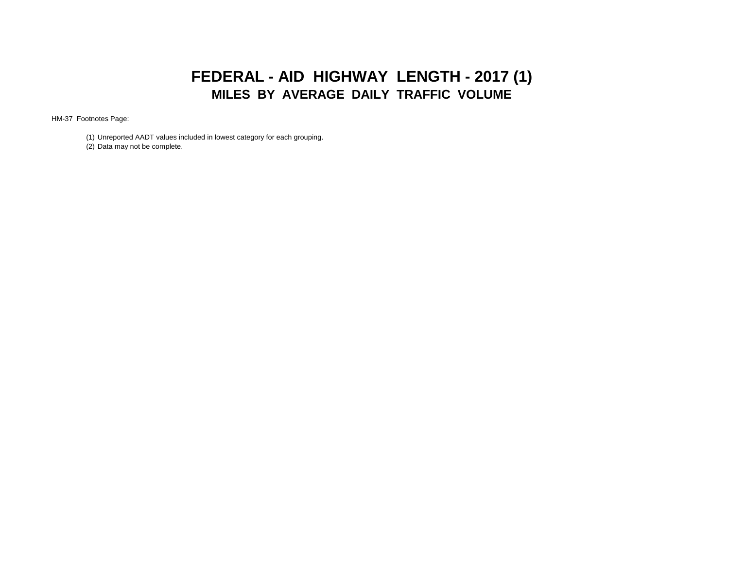# FEDERAL - AID HIGHWAY LENGTH - 2017 (1)

## MILES BY AVERAGE DAILY TRAFFIC VOLUME

HM-37 Footnotes Page:

(1) Unreported AADT values included in lowest category for each grouping.

(2) Data may not be complete.